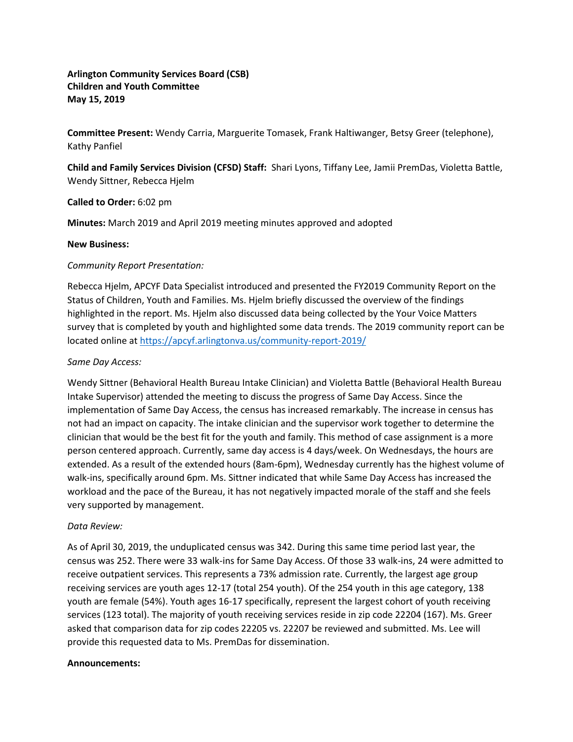**Arlington Community Services Board (CSB)**
**Children and Youth Committee**
**May 15, 2019**

**Committee Present:** Wendy Carria, Marguerite Tomasek, Frank Haltiwanger, Betsy Greer (telephone), Kathy Panfiel

**Child and Family Services Division (CFSD) Staff:** Shari Lyons, Tiffany Lee, Jamii PremDas, Violetta Battle, Wendy Sittner, Rebecca Hjelm

**Called to Order:** 6:02 pm

**Minutes:** March 2019 and April 2019 meeting minutes approved and adopted

**New Business:**

*Community Report Presentation:*

Rebecca Hjelm, APCYF Data Specialist introduced and presented the FY2019 Community Report on the Status of Children, Youth and Families. Ms. Hjelm briefly discussed the overview of the findings highlighted in the report. Ms. Hjelm also discussed data being collected by the Your Voice Matters survey that is completed by youth and highlighted some data trends. The 2019 community report can be located online at [https://apcyf.arlingtonva.us/community-report-2019/](https://apcyf.arlingtonva.us/community-report-2019/)

*Same Day Access:*

Wendy Sittner (Behavioral Health Bureau Intake Clinician) and Violetta Battle (Behavioral Health Bureau Intake Supervisor) attended the meeting to discuss the progress of Same Day Access. Since the implementation of Same Day Access, the census has increased remarkably. The increase in census has not had an impact on capacity. The intake clinician and the supervisor work together to determine the clinician that would be the best fit for the youth and family. This method of case assignment is a more person centered approach. Currently, same day access is 4 days/week. On Wednesdays, the hours are extended. As a result of the extended hours (8am-6pm), Wednesday currently has the highest volume of walk-ins, specifically around 6pm. Ms. Sittner indicated that while Same Day Access has increased the workload and the pace of the Bureau, it has not negatively impacted morale of the staff and she feels very supported by management.

*Data Review:*

As of April 30, 2019, the unduplicated census was 342. During this same time period last year, the census was 252. There were 33 walk-ins for Same Day Access. Of those 33 walk-ins, 24 were admitted to receive outpatient services. This represents a 73% admission rate. Currently, the largest age group receiving services are youth ages 12-17 (total 254 youth). Of the 254 youth in this age category, 138 youth are female (54%). Youth ages 16-17 specifically, represent the largest cohort of youth receiving services (123 total). The majority of youth receiving services reside in zip code 22204 (167). Ms. Greer asked that comparison data for zip codes 22205 vs. 22207 be reviewed and submitted. Ms. Lee will provide this requested data to Ms. PremDas for dissemination.

**Announcements:**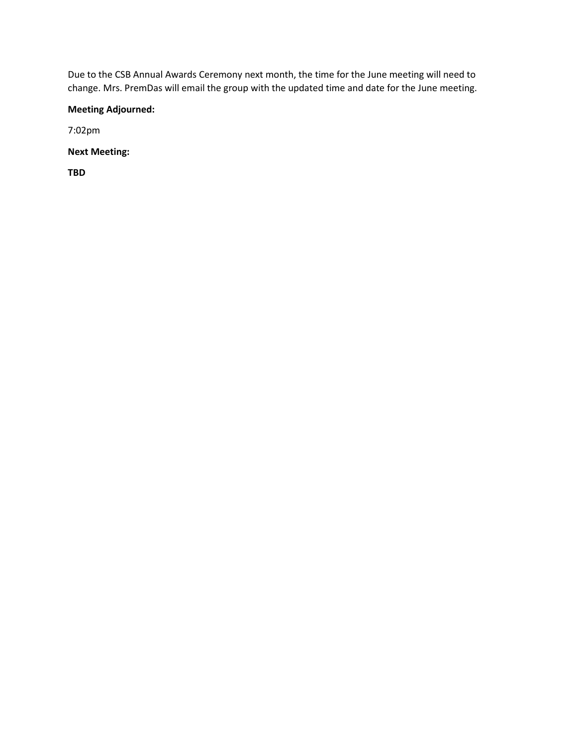Due to the CSB Annual Awards Ceremony next month, the time for the June meeting will need to change. Mrs. PremDas will email the group with the updated time and date for the June meeting.

**Meeting Adjourned:**

7:02pm

**Next Meeting:**

**TBD**